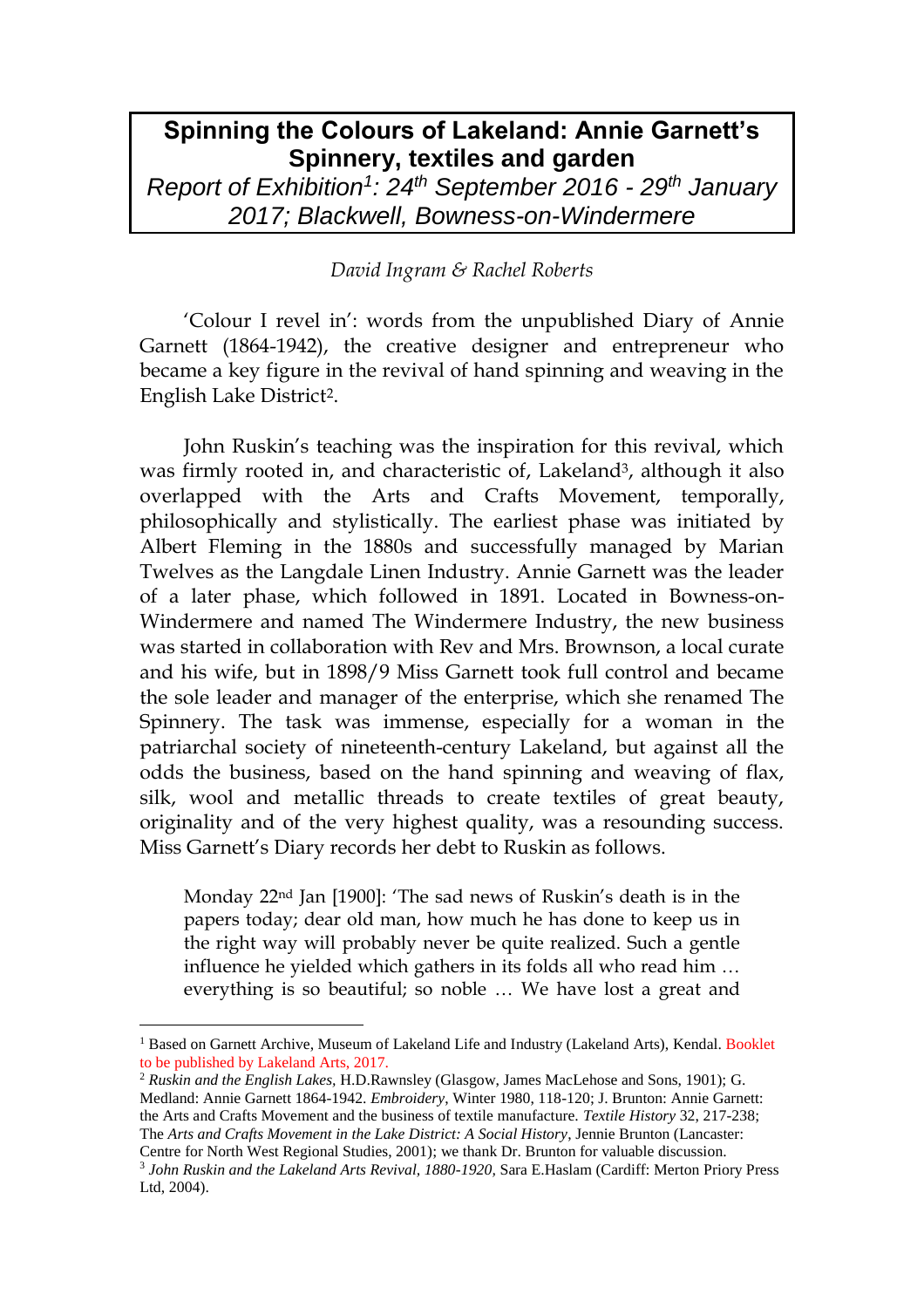# Spinning the Colours of Lakeland: Annie Garnett's Spinnery, textiles and garden

*Report of Exhibition[1]: 24th September 2016 - 29th January 2017; Blackwell, Bowness-on-Windermere*

*David Ingram & Rachel Roberts*

'Colour I revel in': words from the unpublished Diary of Annie Garnett (1864-1942), the creative designer and entrepreneur who became a key figure in the revival of hand spinning and weaving in the English Lake District[2].

John Ruskin's teaching was the inspiration for this revival, which was firmly rooted in, and characteristic of, Lakeland[3], although it also overlapped with the Arts and Crafts Movement, temporally, philosophically and stylistically. The earliest phase was initiated by Albert Fleming in the 1880s and successfully managed by Marian Twelves as the Langdale Linen Industry. Annie Garnett was the leader of a later phase, which followed in 1891. Located in Bowness-on-Windermere and named The Windermere Industry, the new business was started in collaboration with Rev and Mrs. Brownson, a local curate and his wife, but in 1898/9 Miss Garnett took full control and became the sole leader and manager of the enterprise, which she renamed The Spinnery. The task was immense, especially for a woman in the patriarchal society of nineteenth-century Lakeland, but against all the odds the business, based on the hand spinning and weaving of flax, silk, wool and metallic threads to create textiles of great beauty, originality and of the very highest quality, was a resounding success. Miss Garnett's Diary records her debt to Ruskin as follows.

> Monday 22nd Jan [1900]: 'The sad news of Ruskin's death is in the papers today; dear old man, how much he has done to keep us in the right way will probably never be quite realized. Such a gentle influence he yielded which gathers in its folds all who read him … everything is so beautiful; so noble … We have lost a great and

---

[1] Based on Garnett Archive, Museum of Lakeland Life and Industry (Lakeland Arts), Kendal. Booklet to be published by Lakeland Arts, 2017.

[2] *Ruskin and the English Lakes*, H.D.Rawnsley (Glasgow, James MacLehose and Sons, 1901); G. Medland: Annie Garnett 1864-1942. *Embroidery*, Winter 1980, 118-120; J. Brunton: Annie Garnett: the Arts and Crafts Movement and the business of textile manufacture. *Textile History* 32, 217-238; The *Arts and Crafts Movement in the Lake District: A Social History*, Jennie Brunton (Lancaster: Centre for North West Regional Studies, 2001); we thank Dr. Brunton for valuable discussion.

[3] *John Ruskin and the Lakeland Arts Revival, 1880-1920,* Sara E.Haslam (Cardiff: Merton Priory Press Ltd, 2004).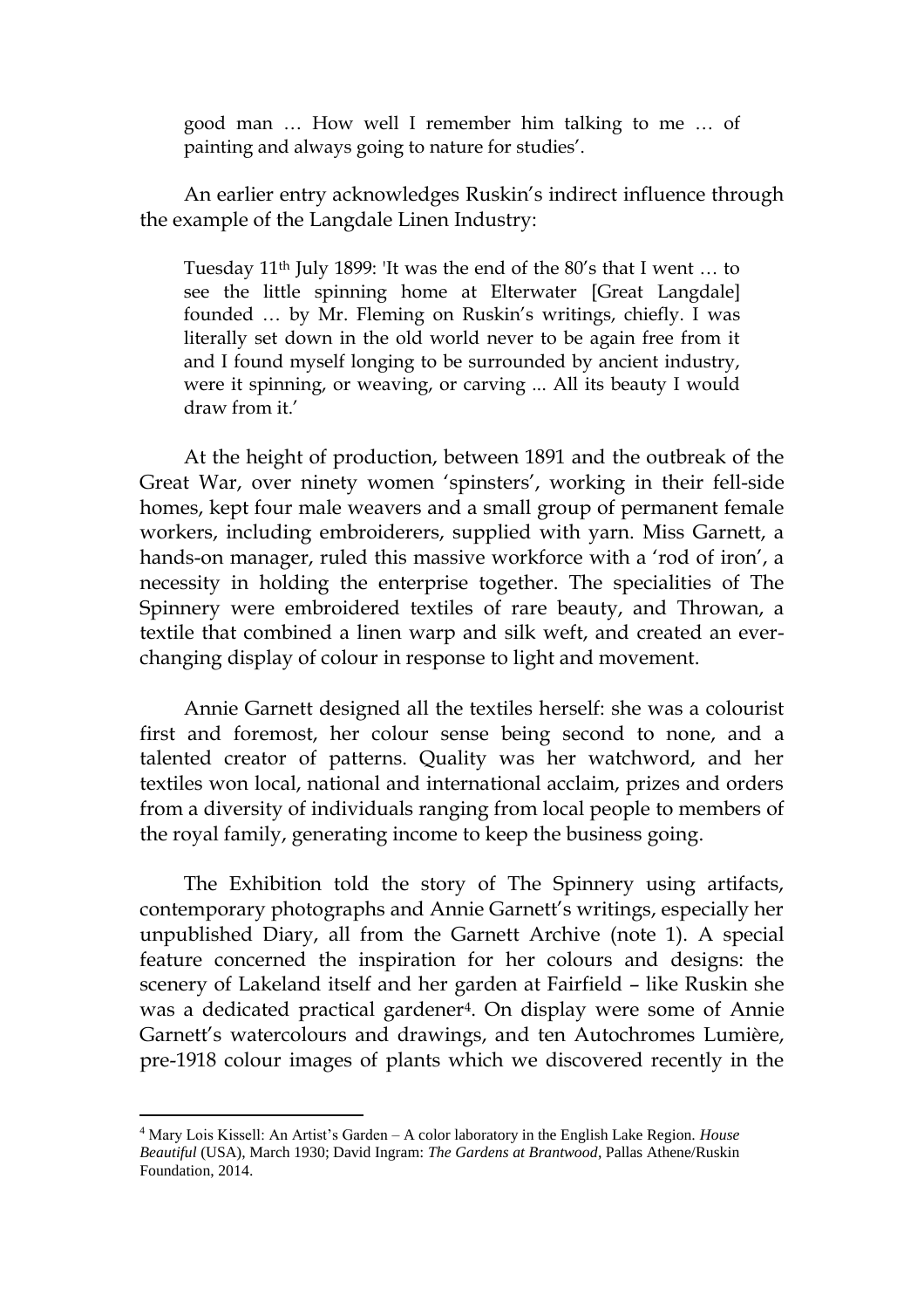good man … How well I remember him talking to me … of painting and always going to nature for studies'.

An earlier entry acknowledges Ruskin's indirect influence through the example of the Langdale Linen Industry:

> Tuesday 11th July 1899: 'It was the end of the 80's that I went … to see the little spinning home at Elterwater [Great Langdale] founded … by Mr. Fleming on Ruskin's writings, chiefly. I was literally set down in the old world never to be again free from it and I found myself longing to be surrounded by ancient industry, were it spinning, or weaving, or carving ... All its beauty I would draw from it.'

At the height of production, between 1891 and the outbreak of the Great War, over ninety women 'spinsters', working in their fell-side homes, kept four male weavers and a small group of permanent female workers, including embroiderers, supplied with yarn. Miss Garnett, a hands-on manager, ruled this massive workforce with a 'rod of iron', a necessity in holding the enterprise together. The specialities of The Spinnery were embroidered textiles of rare beauty, and Throwan, a textile that combined a linen warp and silk weft, and created an ever-changing display of colour in response to light and movement.

Annie Garnett designed all the textiles herself: she was a colourist first and foremost, her colour sense being second to none, and a talented creator of patterns. Quality was her watchword, and her textiles won local, national and international acclaim, prizes and orders from a diversity of individuals ranging from local people to members of the royal family, generating income to keep the business going.

The Exhibition told the story of The Spinnery using artifacts, contemporary photographs and Annie Garnett's writings, especially her unpublished Diary, all from the Garnett Archive (note 1). A special feature concerned the inspiration for her colours and designs: the scenery of Lakeland itself and her garden at Fairfield – like Ruskin she was a dedicated practical gardener[4]. On display were some of Annie Garnett's watercolours and drawings, and ten Autochromes Lumière, pre-1918 colour images of plants which we discovered recently in the

---

[4] Mary Lois Kissell: An Artist's Garden – A color laboratory in the English Lake Region. *House Beautiful* (USA), March 1930; David Ingram: *The Gardens at Brantwood*, Pallas Athene/Ruskin Foundation, 2014.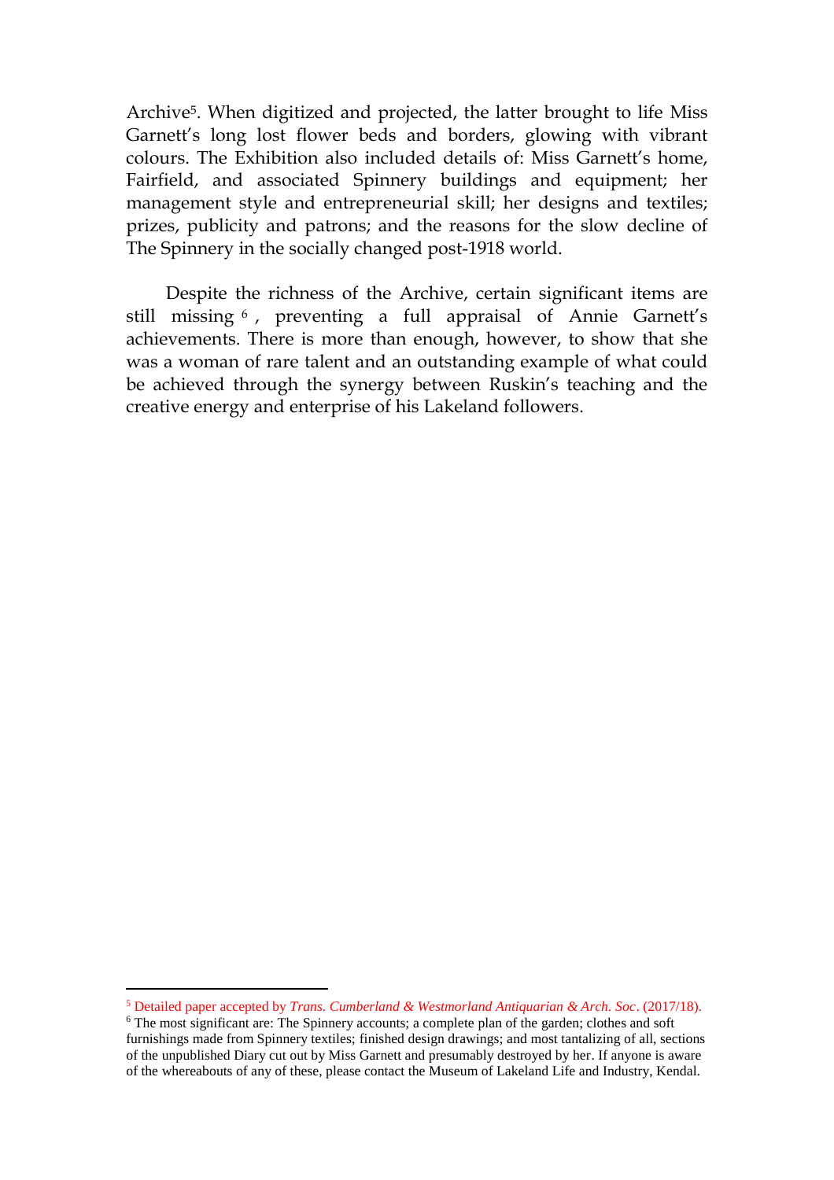Archive[5]. When digitized and projected, the latter brought to life Miss Garnett's long lost flower beds and borders, glowing with vibrant colours. The Exhibition also included details of: Miss Garnett's home, Fairfield, and associated Spinnery buildings and equipment; her management style and entrepreneurial skill; her designs and textiles; prizes, publicity and patrons; and the reasons for the slow decline of The Spinnery in the socially changed post-1918 world.

Despite the richness of the Archive, certain significant items are still missing[6], preventing a full appraisal of Annie Garnett's achievements. There is more than enough, however, to show that she was a woman of rare talent and an outstanding example of what could be achieved through the synergy between Ruskin's teaching and the creative energy and enterprise of his Lakeland followers.

---

[5] Detailed paper accepted by *Trans. Cumberland & Westmorland Antiquarian & Arch. Soc*. (2017/18).

[6] The most significant are: The Spinnery accounts; a complete plan of the garden; clothes and soft furnishings made from Spinnery textiles; finished design drawings; and most tantalizing of all, sections of the unpublished Diary cut out by Miss Garnett and presumably destroyed by her. If anyone is aware of the whereabouts of any of these, please contact the Museum of Lakeland Life and Industry, Kendal.